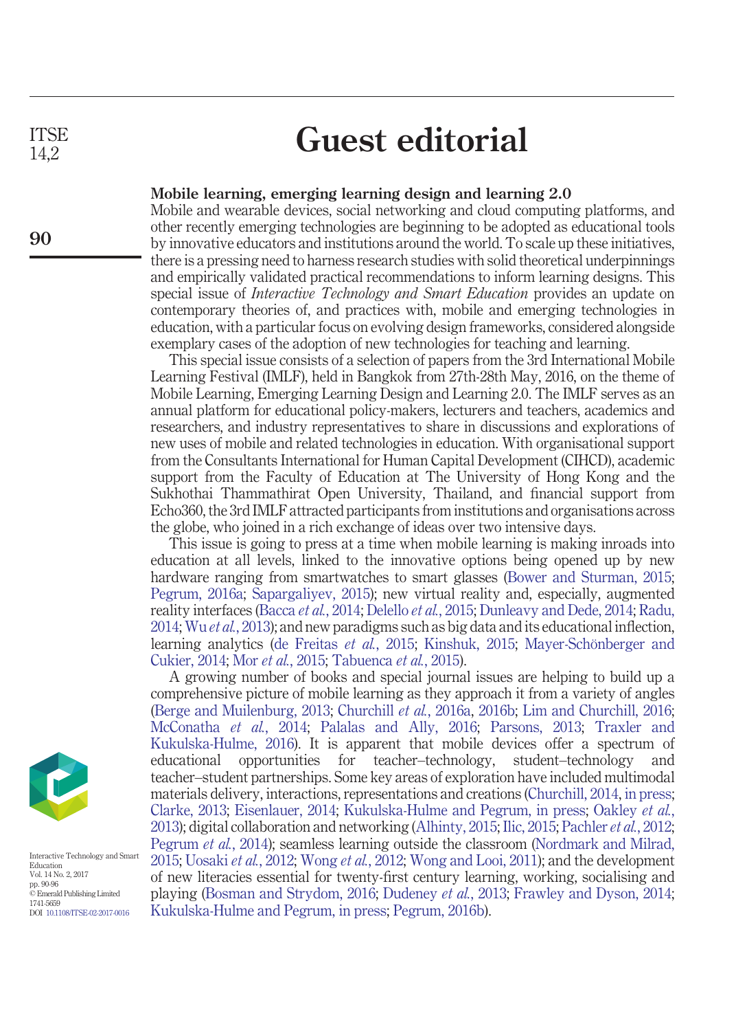# Guest editorial

## Mobile learning, emerging learning design and learning 2.0

Mobile and wearable devices, social networking and cloud computing platforms, and other recently emerging technologies are beginning to be adopted as educational tools by innovative educators and institutions around the world. To scale up these initiatives, there is a pressing need to harness research studies with solid theoretical underpinnings and empirically validated practical recommendations to inform learning designs. This special issue of *Interactive Technology and Smart Education* provides an update on contemporary theories of, and practices with, mobile and emerging technologies in education, with a particular focus on evolving design frameworks, considered alongside exemplary cases of the adoption of new technologies for teaching and learning.

This special issue consists of a selection of papers from the 3rd International Mobile Learning Festival (IMLF), held in Bangkok from 27th-28th May, 2016, on the theme of Mobile Learning, Emerging Learning Design and Learning 2.0. The IMLF serves as an annual platform for educational policy-makers, lecturers and teachers, academics and researchers, and industry representatives to share in discussions and explorations of new uses of mobile and related technologies in education. With organisational support from the Consultants International for Human Capital Development (CIHCD), academic support from the Faculty of Education at The University of Hong Kong and the Sukhothai Thammathirat Open University, Thailand, and financial support from Echo360, the 3rd IMLF attracted participants from institutions and organisations across the globe, who joined in a rich exchange of ideas over two intensive days.

This issue is going to press at a time when mobile learning is making inroads into education at all levels, linked to the innovative options being opened up by new hardware ranging from smartwatches to smart glasses (Bower and Sturman, 2015; Pegrum, 2016a; Sapargaliyev, 2015); new virtual reality and, especially, augmented reality interfaces (Bacca *et al.*, 2014; Delello *et al.*, 2015; Dunleavy and Dede, 2014; Radu, 2014; Wu *et al.*, 2013); and new paradigms such as big data and its educational inflection, learning analytics (de Freitas *et al.*, 2015; Kinshuk, 2015; Mayer-Schönberger and Cukier, 2014; Mor *et al.*, 2015; Tabuenca *et al.*, 2015).

A growing number of books and special journal issues are helping to build up a comprehensive picture of mobile learning as they approach it from a variety of angles (Berge and Muilenburg, 2013; Churchill *et al.*, 2016a, 2016b; Lim and Churchill, 2016; McConatha *et al.*, 2014; Palalas and Ally, 2016; Parsons, 2013; Traxler and Kukulska-Hulme, 2016). It is apparent that mobile devices offer a spectrum of educational opportunities for teacher–technology, student–technology and teacher–student partnerships. Some key areas of exploration have included multimodal materials delivery, interactions, representations and creations (Churchill, 2014, in press; Clarke, 2013; Eisenlauer, 2014; Kukulska-Hulme and Pegrum, in press; Oakley *et al.*, 2013); digital collaboration and networking (Alhinty, 2015; Ilic, 2015; Pachler *et al.*, 2012; Pegrum *et al.*, 2014); seamless learning outside the classroom (Nordmark and Milrad, 2015; Uosaki *et al.*, 2012; Wong *et al.*, 2012; Wong and Looi, 2011); and the development of new literacies essential for twenty-first century learning, working, socialising and playing (Bosman and Strydom, 2016; Dudeney *et al.*, 2013; Frawley and Dyson, 2014; Kukulska-Hulme and Pegrum, in press; Pegrum, 2016b).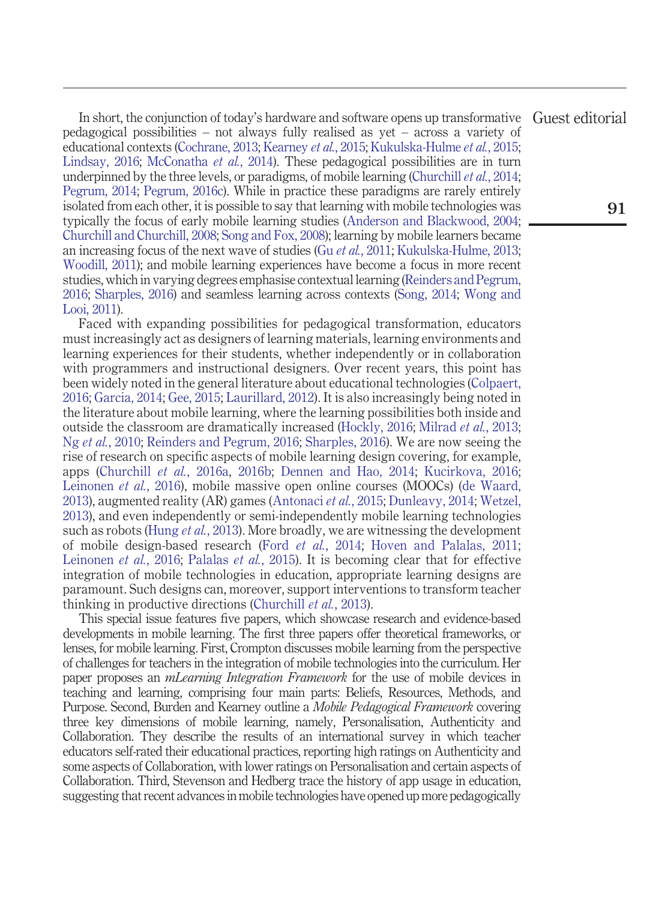In short, the conjunction of today's hardware and software opens up transformative pedagogical possibilities – not always fully realised as yet – across a variety of educational contexts (Cochrane, 2013; Kearney *et al.*, 2015; Kukulska-Hulme *et al.*, 2015; Lindsay, 2016; McConatha *et al.*, 2014). These pedagogical possibilities are in turn underpinned by the three levels, or paradigms, of mobile learning (Churchill *et al.*, 2014; Pegrum, 2014; Pegrum, 2016c). While in practice these paradigms are rarely entirely isolated from each other, it is possible to say that learning with mobile technologies was typically the focus of early mobile learning studies (Anderson and Blackwood, 2004; Churchill and Churchill, 2008; Song and Fox, 2008); learning by mobile learners became an increasing focus of the next wave of studies (Gu *et al.*, 2011; Kukulska-Hulme, 2013; Woodill, 2011); and mobile learning experiences have become a focus in more recent studies, which in varying degrees emphasise contextual learning (Reinders and Pegrum, 2016; Sharples, 2016) and seamless learning across contexts (Song, 2014; Wong and Looi, 2011).

Faced with expanding possibilities for pedagogical transformation, educators must increasingly act as designers of learning materials, learning environments and learning experiences for their students, whether independently or in collaboration with programmers and instructional designers. Over recent years, this point has been widely noted in the general literature about educational technologies (Colpaert, 2016; Garcia, 2014; Gee, 2015; Laurillard, 2012). It is also increasingly being noted in the literature about mobile learning, where the learning possibilities both inside and outside the classroom are dramatically increased (Hockly, 2016; Milrad *et al.*, 2013; Ng *et al.*, 2010; Reinders and Pegrum, 2016; Sharples, 2016). We are now seeing the rise of research on specific aspects of mobile learning design covering, for example, apps (Churchill *et al.*, 2016a, 2016b; Dennen and Hao, 2014; Kucirkova, 2016; Leinonen *et al.*, 2016), mobile massive open online courses (MOOCs) (de Waard, 2013), augmented reality (AR) games (Antonaci *et al.*, 2015; Dunleavy, 2014; Wetzel, 2013), and even independently or semi-independently mobile learning technologies such as robots (Hung *et al.*, 2013). More broadly, we are witnessing the development of mobile design-based research (Ford *et al.*, 2014; Hoven and Palalas, 2011; Leinonen *et al.*, 2016; Palalas *et al.*, 2015). It is becoming clear that for effective integration of mobile technologies in education, appropriate learning designs are paramount. Such designs can, moreover, support interventions to transform teacher thinking in productive directions (Churchill *et al.*, 2013).

This special issue features five papers, which showcase research and evidence-based developments in mobile learning. The first three papers offer theoretical frameworks, or lenses, for mobile learning. First, Crompton discusses mobile learning from the perspective of challenges for teachers in the integration of mobile technologies into the curriculum. Her paper proposes an *mLearning Integration Framework* for the use of mobile devices in teaching and learning, comprising four main parts: Beliefs, Resources, Methods, and Purpose. Second, Burden and Kearney outline a *Mobile Pedagogical Framework* covering three key dimensions of mobile learning, namely, Personalisation, Authenticity and Collaboration. They describe the results of an international survey in which teacher educators self-rated their educational practices, reporting high ratings on Authenticity and some aspects of Collaboration, with lower ratings on Personalisation and certain aspects of Collaboration. Third, Stevenson and Hedberg trace the history of app usage in education, suggesting that recent advances in mobile technologies have opened up more pedagogically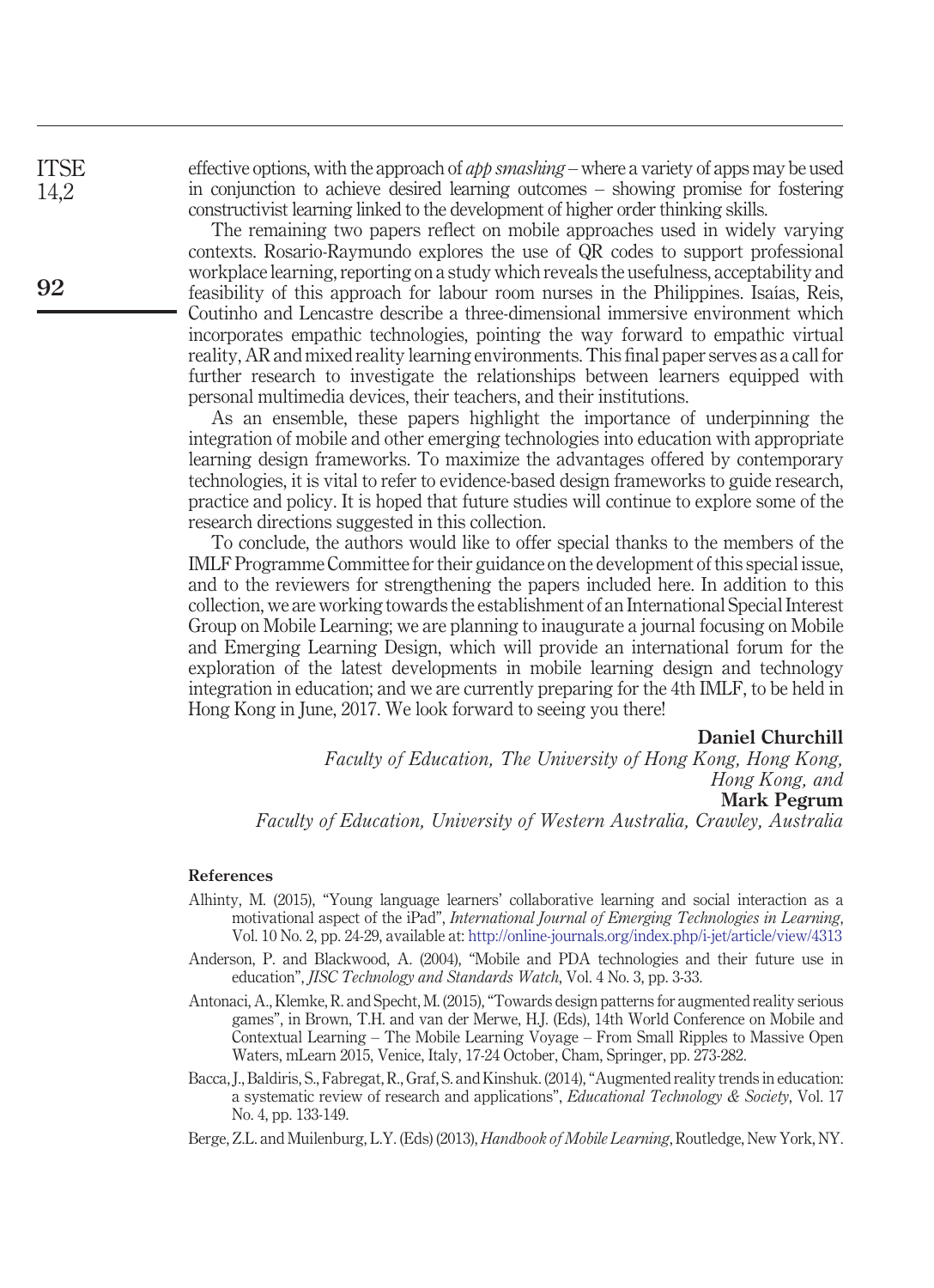effective options, with the approach of *app smashing* – where a variety of apps may be used in conjunction to achieve desired learning outcomes – showing promise for fostering constructivist learning linked to the development of higher order thinking skills.

The remaining two papers reflect on mobile approaches used in widely varying contexts. Rosario-Raymundo explores the use of QR codes to support professional workplace learning, reporting on a study which reveals the usefulness, acceptability and feasibility of this approach for labour room nurses in the Philippines. Isaías, Reis, Coutinho and Lencastre describe a three-dimensional immersive environment which incorporates empathic technologies, pointing the way forward to empathic virtual reality, AR and mixed reality learning environments. This final paper serves as a call for further research to investigate the relationships between learners equipped with personal multimedia devices, their teachers, and their institutions.

As an ensemble, these papers highlight the importance of underpinning the integration of mobile and other emerging technologies into education with appropriate learning design frameworks. To maximize the advantages offered by contemporary technologies, it is vital to refer to evidence-based design frameworks to guide research, practice and policy. It is hoped that future studies will continue to explore some of the research directions suggested in this collection.

To conclude, the authors would like to offer special thanks to the members of the IMLF Programme Committee for their guidance on the development of this special issue, and to the reviewers for strengthening the papers included here. In addition to this collection, we are working towards the establishment of an International Special Interest Group on Mobile Learning; we are planning to inaugurate a journal focusing on Mobile and Emerging Learning Design, which will provide an international forum for the exploration of the latest developments in mobile learning design and technology integration in education; and we are currently preparing for the 4th IMLF, to be held in Hong Kong in June, 2017. We look forward to seeing you there!

**Daniel Churchill**
*Faculty of Education, The University of Hong Kong, Hong Kong, Hong Kong, and*
**Mark Pegrum**
*Faculty of Education, University of Western Australia, Crawley, Australia*

## References

Alhinty, M. (2015), "Young language learners' collaborative learning and social interaction as a motivational aspect of the iPad", *International Journal of Emerging Technologies in Learning*, Vol. 10 No. 2, pp. 24-29, available at: http://online-journals.org/index.php/i-jet/article/view/4313

Anderson, P. and Blackwood, A. (2004), "Mobile and PDA technologies and their future use in education", *JISC Technology and Standards Watch*, Vol. 4 No. 3, pp. 3-33.

Antonaci, A., Klemke, R. and Specht, M. (2015), "Towards design patterns for augmented reality serious games", in Brown, T.H. and van der Merwe, H.J. (Eds), 14th World Conference on Mobile and Contextual Learning – The Mobile Learning Voyage – From Small Ripples to Massive Open Waters, mLearn 2015, Venice, Italy, 17-24 October, Cham, Springer, pp. 273-282.

Bacca, J., Baldiris, S., Fabregat, R., Graf, S. and Kinshuk. (2014), "Augmented reality trends in education: a systematic review of research and applications", *Educational Technology & Society*, Vol. 17 No. 4, pp. 133-149.

Berge, Z.L. and Muilenburg, L.Y. (Eds) (2013), *Handbook of Mobile Learning*, Routledge, New York, NY.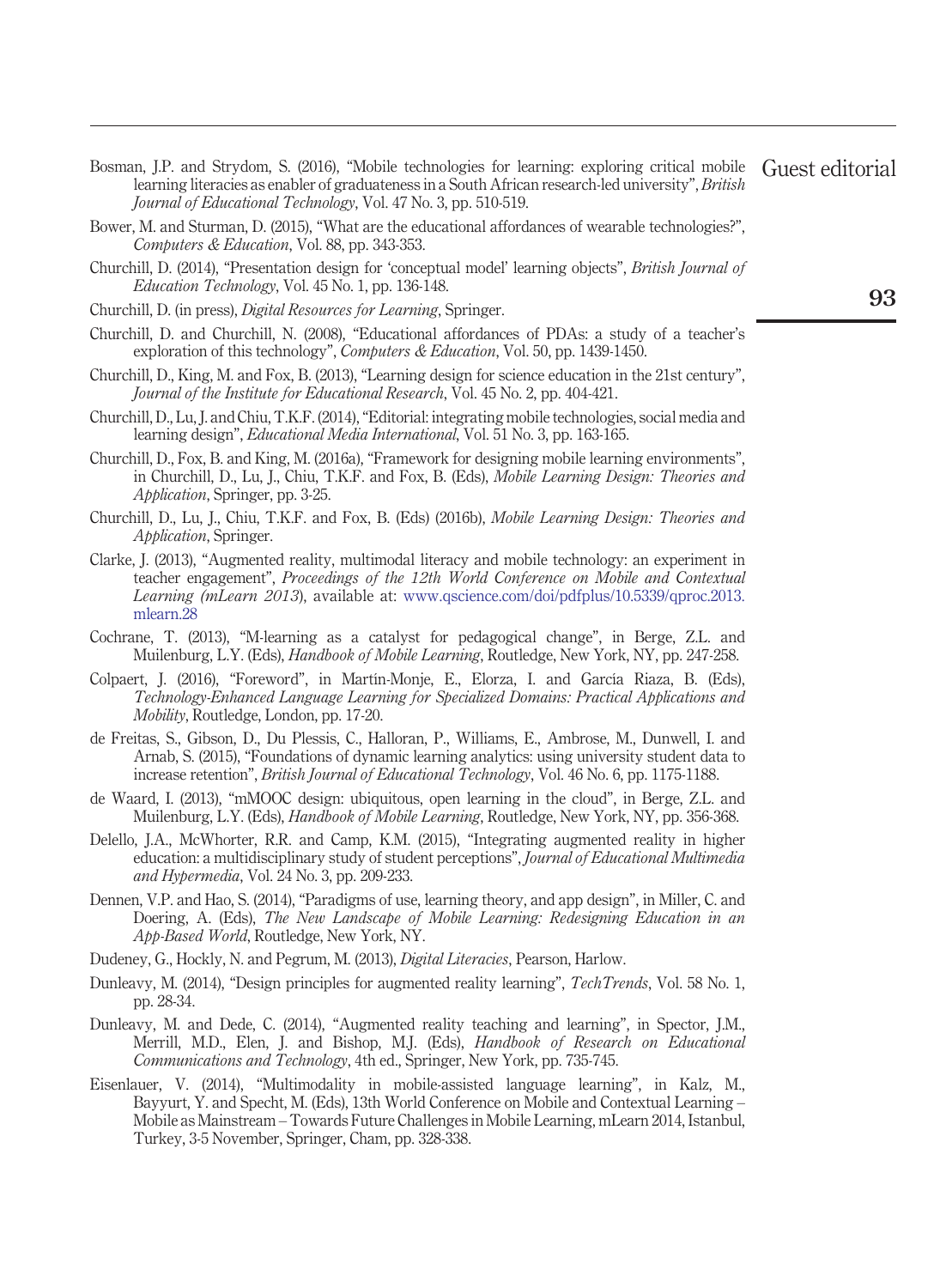Bosman, J.P. and Strydom, S. (2016), "Mobile technologies for learning: exploring critical mobile learning literacies as enabler of graduateness in a South African research-led university", *British Journal of Educational Technology*, Vol. 47 No. 3, pp. 510-519.

Bower, M. and Sturman, D. (2015), "What are the educational affordances of wearable technologies?", *Computers & Education*, Vol. 88, pp. 343-353.

Churchill, D. (2014), "Presentation design for 'conceptual model' learning objects", *British Journal of Education Technology*, Vol. 45 No. 1, pp. 136-148.

Churchill, D. (in press), *Digital Resources for Learning*, Springer.

Churchill, D. and Churchill, N. (2008), "Educational affordances of PDAs: a study of a teacher's exploration of this technology", *Computers & Education*, Vol. 50, pp. 1439-1450.

Churchill, D., King, M. and Fox, B. (2013), "Learning design for science education in the 21st century", *Journal of the Institute for Educational Research*, Vol. 45 No. 2, pp. 404-421.

Churchill, D., Lu, J. and Chiu, T.K.F. (2014), "Editorial: integrating mobile technologies, social media and learning design", *Educational Media International*, Vol. 51 No. 3, pp. 163-165.

Churchill, D., Fox, B. and King, M. (2016a), "Framework for designing mobile learning environments", in Churchill, D., Lu, J., Chiu, T.K.F. and Fox, B. (Eds), *Mobile Learning Design: Theories and Application*, Springer, pp. 3-25.

Churchill, D., Lu, J., Chiu, T.K.F. and Fox, B. (Eds) (2016b), *Mobile Learning Design: Theories and Application*, Springer.

Clarke, J. (2013), "Augmented reality, multimodal literacy and mobile technology: an experiment in teacher engagement", *Proceedings of the 12th World Conference on Mobile and Contextual Learning (mLearn 2013)*, available at: www.qscience.com/doi/pdfplus/10.5339/qproc.2013.mlearn.28

Cochrane, T. (2013), "M-learning as a catalyst for pedagogical change", in Berge, Z.L. and Muilenburg, L.Y. (Eds), *Handbook of Mobile Learning*, Routledge, New York, NY, pp. 247-258.

Colpaert, J. (2016), "Foreword", in Martín-Monje, E., Elorza, I. and García Riaza, B. (Eds), *Technology-Enhanced Language Learning for Specialized Domains: Practical Applications and Mobility*, Routledge, London, pp. 17-20.

de Freitas, S., Gibson, D., Du Plessis, C., Halloran, P., Williams, E., Ambrose, M., Dunwell, I. and Arnab, S. (2015), "Foundations of dynamic learning analytics: using university student data to increase retention", *British Journal of Educational Technology*, Vol. 46 No. 6, pp. 1175-1188.

de Waard, I. (2013), "mMOOC design: ubiquitous, open learning in the cloud", in Berge, Z.L. and Muilenburg, L.Y. (Eds), *Handbook of Mobile Learning*, Routledge, New York, NY, pp. 356-368.

Delello, J.A., McWhorter, R.R. and Camp, K.M. (2015), "Integrating augmented reality in higher education: a multidisciplinary study of student perceptions", *Journal of Educational Multimedia and Hypermedia*, Vol. 24 No. 3, pp. 209-233.

Dennen, V.P. and Hao, S. (2014), "Paradigms of use, learning theory, and app design", in Miller, C. and Doering, A. (Eds), *The New Landscape of Mobile Learning: Redesigning Education in an App-Based World*, Routledge, New York, NY.

Dudeney, G., Hockly, N. and Pegrum, M. (2013), *Digital Literacies*, Pearson, Harlow.

Dunleavy, M. (2014), "Design principles for augmented reality learning", *TechTrends*, Vol. 58 No. 1, pp. 28-34.

Dunleavy, M. and Dede, C. (2014), "Augmented reality teaching and learning", in Spector, J.M., Merrill, M.D., Elen, J. and Bishop, M.J. (Eds), *Handbook of Research on Educational Communications and Technology*, 4th ed., Springer, New York, pp. 735-745.

Eisenlauer, V. (2014), "Multimodality in mobile-assisted language learning", in Kalz, M., Bayyurt, Y. and Specht, M. (Eds), 13th World Conference on Mobile and Contextual Learning – Mobile as Mainstream – Towards Future Challenges in Mobile Learning, mLearn 2014, Istanbul, Turkey, 3-5 November, Springer, Cham, pp. 328-338.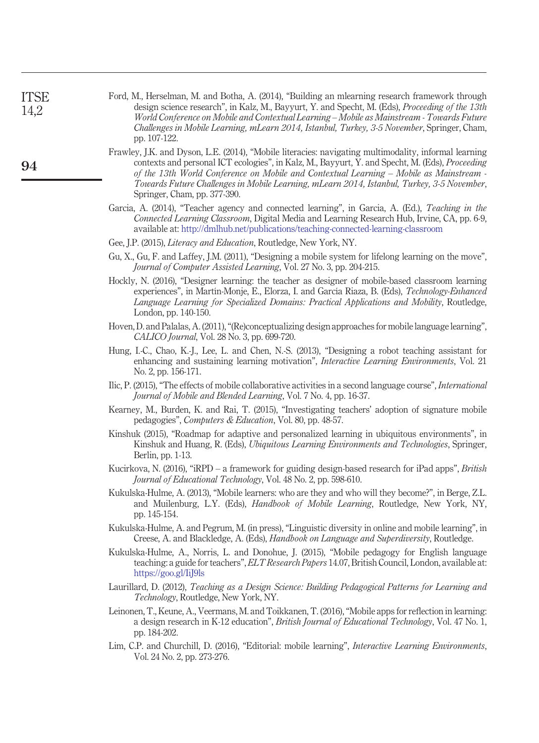Ford, M., Herselman, M. and Botha, A. (2014), "Building an mlearning research framework through design science research", in Kalz, M., Bayyurt, Y. and Specht, M. (Eds), *Proceeding of the 13th World Conference on Mobile and Contextual Learning – Mobile as Mainstream - Towards Future Challenges in Mobile Learning, mLearn 2014, Istanbul, Turkey, 3-5 November*, Springer, Cham, pp. 107-122.

Frawley, J.K. and Dyson, L.E. (2014), "Mobile literacies: navigating multimodality, informal learning contexts and personal ICT ecologies", in Kalz, M., Bayyurt, Y. and Specht, M. (Eds), *Proceeding of the 13th World Conference on Mobile and Contextual Learning – Mobile as Mainstream - Towards Future Challenges in Mobile Learning, mLearn 2014, Istanbul, Turkey, 3-5 November*, Springer, Cham, pp. 377-390.

Garcia, A. (2014), "Teacher agency and connected learning", in Garcia, A. (Ed.), *Teaching in the Connected Learning Classroom*, Digital Media and Learning Research Hub, Irvine, CA, pp. 6-9, available at: http://dmlhub.net/publications/teaching-connected-learning-classroom

Gee, J.P. (2015), *Literacy and Education*, Routledge, New York, NY.

Gu, X., Gu, F. and Laffey, J.M. (2011), "Designing a mobile system for lifelong learning on the move", *Journal of Computer Assisted Learning*, Vol. 27 No. 3, pp. 204-215.

Hockly, N. (2016), "Designer learning: the teacher as designer of mobile-based classroom learning experiences", in Martín-Monje, E., Elorza, I. and García Riaza, B. (Eds), *Technology-Enhanced Language Learning for Specialized Domains: Practical Applications and Mobility*, Routledge, London, pp. 140-150.

Hoven, D. and Palalas, A. (2011), "(Re)conceptualizing design approaches for mobile language learning", *CALICO Journal*, Vol. 28 No. 3, pp. 699-720.

Hung, I.-C., Chao, K.-J., Lee, L. and Chen, N.-S. (2013), "Designing a robot teaching assistant for enhancing and sustaining learning motivation", *Interactive Learning Environments*, Vol. 21 No. 2, pp. 156-171.

Ilic, P. (2015), "The effects of mobile collaborative activities in a second language course", *International Journal of Mobile and Blended Learning*, Vol. 7 No. 4, pp. 16-37.

Kearney, M., Burden, K. and Rai, T. (2015), "Investigating teachers' adoption of signature mobile pedagogies", *Computers & Education*, Vol. 80, pp. 48-57.

Kinshuk (2015), "Roadmap for adaptive and personalized learning in ubiquitous environments", in Kinshuk and Huang, R. (Eds), *Ubiquitous Learning Environments and Technologies*, Springer, Berlin, pp. 1-13.

Kucirkova, N. (2016), "iRPD – a framework for guiding design-based research for iPad apps", *British Journal of Educational Technology*, Vol. 48 No. 2, pp. 598-610.

Kukulska-Hulme, A. (2013), "Mobile learners: who are they and who will they become?", in Berge, Z.L. and Muilenburg, L.Y. (Eds), *Handbook of Mobile Learning*, Routledge, New York, NY, pp. 145-154.

Kukulska-Hulme, A. and Pegrum, M. (in press), "Linguistic diversity in online and mobile learning", in Creese, A. and Blackledge, A. (Eds), *Handbook on Language and Superdiversity*, Routledge.

Kukulska-Hulme, A., Norris, L. and Donohue, J. (2015), "Mobile pedagogy for English language teaching: a guide for teachers", *ELT Research Papers* 14.07, British Council, London, available at: https://goo.gl/IiJ9ls

Laurillard, D. (2012), *Teaching as a Design Science: Building Pedagogical Patterns for Learning and Technology*, Routledge, New York, NY.

Leinonen, T., Keune, A., Veermans, M. and Toikkanen, T. (2016), "Mobile apps for reflection in learning: a design research in K-12 education", *British Journal of Educational Technology*, Vol. 47 No. 1, pp. 184-202.

Lim, C.P. and Churchill, D. (2016), "Editorial: mobile learning", *Interactive Learning Environments*, Vol. 24 No. 2, pp. 273-276.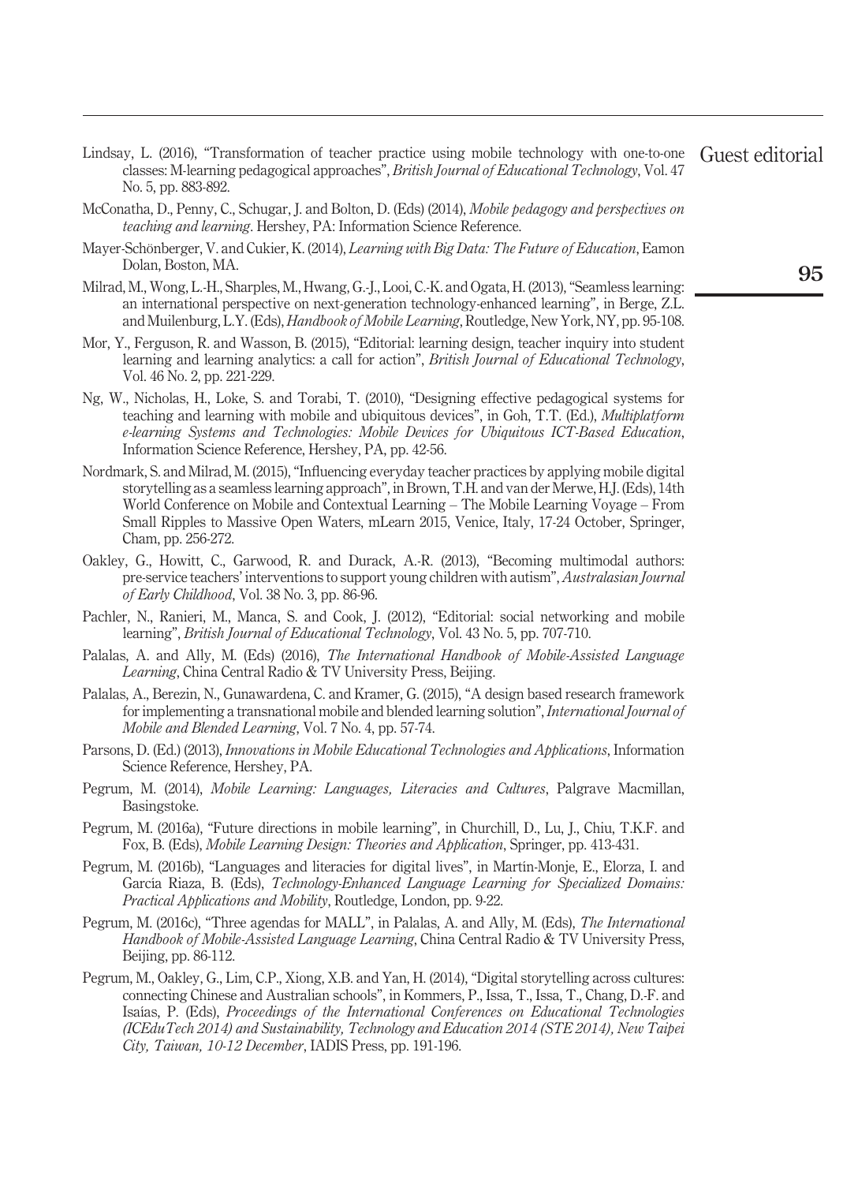Lindsay, L. (2016), "Transformation of teacher practice using mobile technology with one-to-one classes: M-learning pedagogical approaches", *British Journal of Educational Technology*, Vol. 47 No. 5, pp. 883-892.

McConatha, D., Penny, C., Schugar, J. and Bolton, D. (Eds) (2014), *Mobile pedagogy and perspectives on teaching and learning*. Hershey, PA: Information Science Reference.

Mayer-Schönberger, V. and Cukier, K. (2014), *Learning with Big Data: The Future of Education*, Eamon Dolan, Boston, MA.

Milrad, M., Wong, L.-H., Sharples, M., Hwang, G.-J., Looi, C.-K. and Ogata, H. (2013), "Seamless learning: an international perspective on next-generation technology-enhanced learning", in Berge, Z.L. and Muilenburg, L.Y. (Eds), *Handbook of Mobile Learning*, Routledge, New York, NY, pp. 95-108.

Mor, Y., Ferguson, R. and Wasson, B. (2015), "Editorial: learning design, teacher inquiry into student learning and learning analytics: a call for action", *British Journal of Educational Technology*, Vol. 46 No. 2, pp. 221-229.

Ng, W., Nicholas, H., Loke, S. and Torabi, T. (2010), "Designing effective pedagogical systems for teaching and learning with mobile and ubiquitous devices", in Goh, T.T. (Ed.), *Multiplatform e-learning Systems and Technologies: Mobile Devices for Ubiquitous ICT-Based Education*, Information Science Reference, Hershey, PA, pp. 42-56.

Nordmark, S. and Milrad, M. (2015), "Influencing everyday teacher practices by applying mobile digital storytelling as a seamless learning approach", in Brown, T.H. and van der Merwe, H.J. (Eds), 14th World Conference on Mobile and Contextual Learning – The Mobile Learning Voyage – From Small Ripples to Massive Open Waters, mLearn 2015, Venice, Italy, 17-24 October, Springer, Cham, pp. 256-272.

Oakley, G., Howitt, C., Garwood, R. and Durack, A.-R. (2013), "Becoming multimodal authors: pre-service teachers' interventions to support young children with autism", *Australasian Journal of Early Childhood*, Vol. 38 No. 3, pp. 86-96.

Pachler, N., Ranieri, M., Manca, S. and Cook, J. (2012), "Editorial: social networking and mobile learning", *British Journal of Educational Technology*, Vol. 43 No. 5, pp. 707-710.

Palalas, A. and Ally, M. (Eds) (2016), *The International Handbook of Mobile-Assisted Language Learning*, China Central Radio & TV University Press, Beijing.

Palalas, A., Berezin, N., Gunawardena, C. and Kramer, G. (2015), "A design based research framework for implementing a transnational mobile and blended learning solution", *International Journal of Mobile and Blended Learning*, Vol. 7 No. 4, pp. 57-74.

Parsons, D. (Ed.) (2013), *Innovations in Mobile Educational Technologies and Applications*, Information Science Reference, Hershey, PA.

Pegrum, M. (2014), *Mobile Learning: Languages, Literacies and Cultures*, Palgrave Macmillan, Basingstoke.

Pegrum, M. (2016a), "Future directions in mobile learning", in Churchill, D., Lu, J., Chiu, T.K.F. and Fox, B. (Eds), *Mobile Learning Design: Theories and Application*, Springer, pp. 413-431.

Pegrum, M. (2016b), "Languages and literacies for digital lives", in Martín-Monje, E., Elorza, I. and García Riaza, B. (Eds), *Technology-Enhanced Language Learning for Specialized Domains: Practical Applications and Mobility*, Routledge, London, pp. 9-22.

Pegrum, M. (2016c), "Three agendas for MALL", in Palalas, A. and Ally, M. (Eds), *The International Handbook of Mobile-Assisted Language Learning*, China Central Radio & TV University Press, Beijing, pp. 86-112.

Pegrum, M., Oakley, G., Lim, C.P., Xiong, X.B. and Yan, H. (2014), "Digital storytelling across cultures: connecting Chinese and Australian schools", in Kommers, P., Issa, T., Issa, T., Chang, D.-F. and Isaías, P. (Eds), *Proceedings of the International Conferences on Educational Technologies (ICEduTech 2014) and Sustainability, Technology and Education 2014 (STE 2014), New Taipei City, Taiwan, 10-12 December*, IADIS Press, pp. 191-196.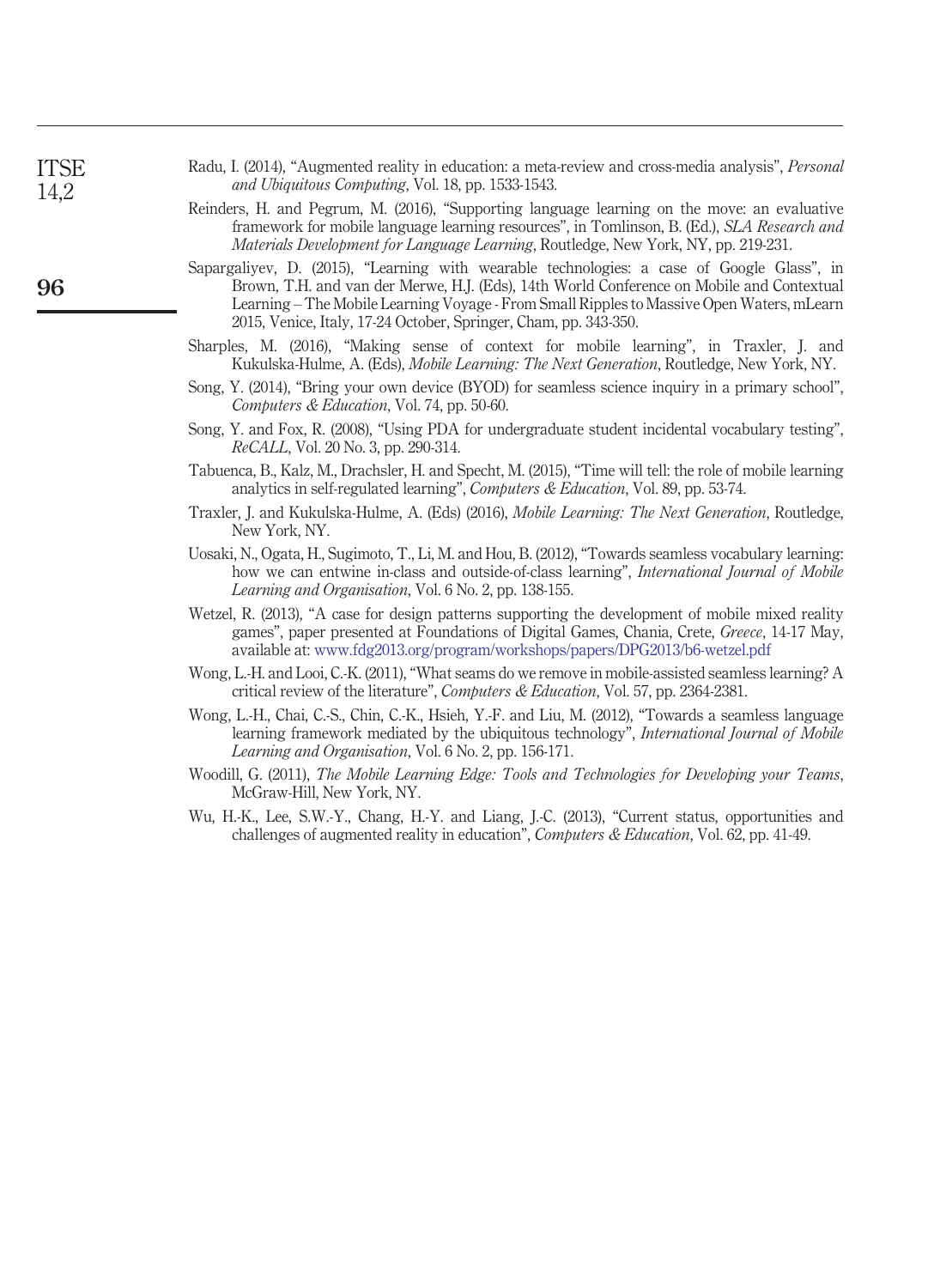Radu, I. (2014), "Augmented reality in education: a meta-review and cross-media analysis", *Personal and Ubiquitous Computing*, Vol. 18, pp. 1533-1543.

Reinders, H. and Pegrum, M. (2016), "Supporting language learning on the move: an evaluative framework for mobile language learning resources", in Tomlinson, B. (Ed.), *SLA Research and Materials Development for Language Learning*, Routledge, New York, NY, pp. 219-231.

Sapargaliyev, D. (2015), "Learning with wearable technologies: a case of Google Glass", in Brown, T.H. and van der Merwe, H.J. (Eds), 14th World Conference on Mobile and Contextual Learning – The Mobile Learning Voyage - From Small Ripples to Massive Open Waters, mLearn 2015, Venice, Italy, 17-24 October, Springer, Cham, pp. 343-350.

Sharples, M. (2016), "Making sense of context for mobile learning", in Traxler, J. and Kukulska-Hulme, A. (Eds), *Mobile Learning: The Next Generation*, Routledge, New York, NY.

Song, Y. (2014), "Bring your own device (BYOD) for seamless science inquiry in a primary school", *Computers & Education*, Vol. 74, pp. 50-60.

Song, Y. and Fox, R. (2008), "Using PDA for undergraduate student incidental vocabulary testing", *ReCALL*, Vol. 20 No. 3, pp. 290-314.

Tabuenca, B., Kalz, M., Drachsler, H. and Specht, M. (2015), "Time will tell: the role of mobile learning analytics in self-regulated learning", *Computers & Education*, Vol. 89, pp. 53-74.

Traxler, J. and Kukulska-Hulme, A. (Eds) (2016), *Mobile Learning: The Next Generation*, Routledge, New York, NY.

Uosaki, N., Ogata, H., Sugimoto, T., Li, M. and Hou, B. (2012), "Towards seamless vocabulary learning: how we can entwine in-class and outside-of-class learning", *International Journal of Mobile Learning and Organisation*, Vol. 6 No. 2, pp. 138-155.

Wetzel, R. (2013), "A case for design patterns supporting the development of mobile mixed reality games", paper presented at Foundations of Digital Games, Chania, Crete, *Greece*, 14-17 May, available at: www.fdg2013.org/program/workshops/papers/DPG2013/b6-wetzel.pdf

Wong, L.-H. and Looi, C.-K. (2011), "What seams do we remove in mobile-assisted seamless learning? A critical review of the literature", *Computers & Education*, Vol. 57, pp. 2364-2381.

Wong, L.-H., Chai, C.-S., Chin, C.-K., Hsieh, Y.-F. and Liu, M. (2012), "Towards a seamless language learning framework mediated by the ubiquitous technology", *International Journal of Mobile Learning and Organisation*, Vol. 6 No. 2, pp. 156-171.

Woodill, G. (2011), *The Mobile Learning Edge: Tools and Technologies for Developing your Teams*, McGraw-Hill, New York, NY.

Wu, H.-K., Lee, S.W.-Y., Chang, H.-Y. and Liang, J.-C. (2013), "Current status, opportunities and challenges of augmented reality in education", *Computers & Education*, Vol. 62, pp. 41-49.